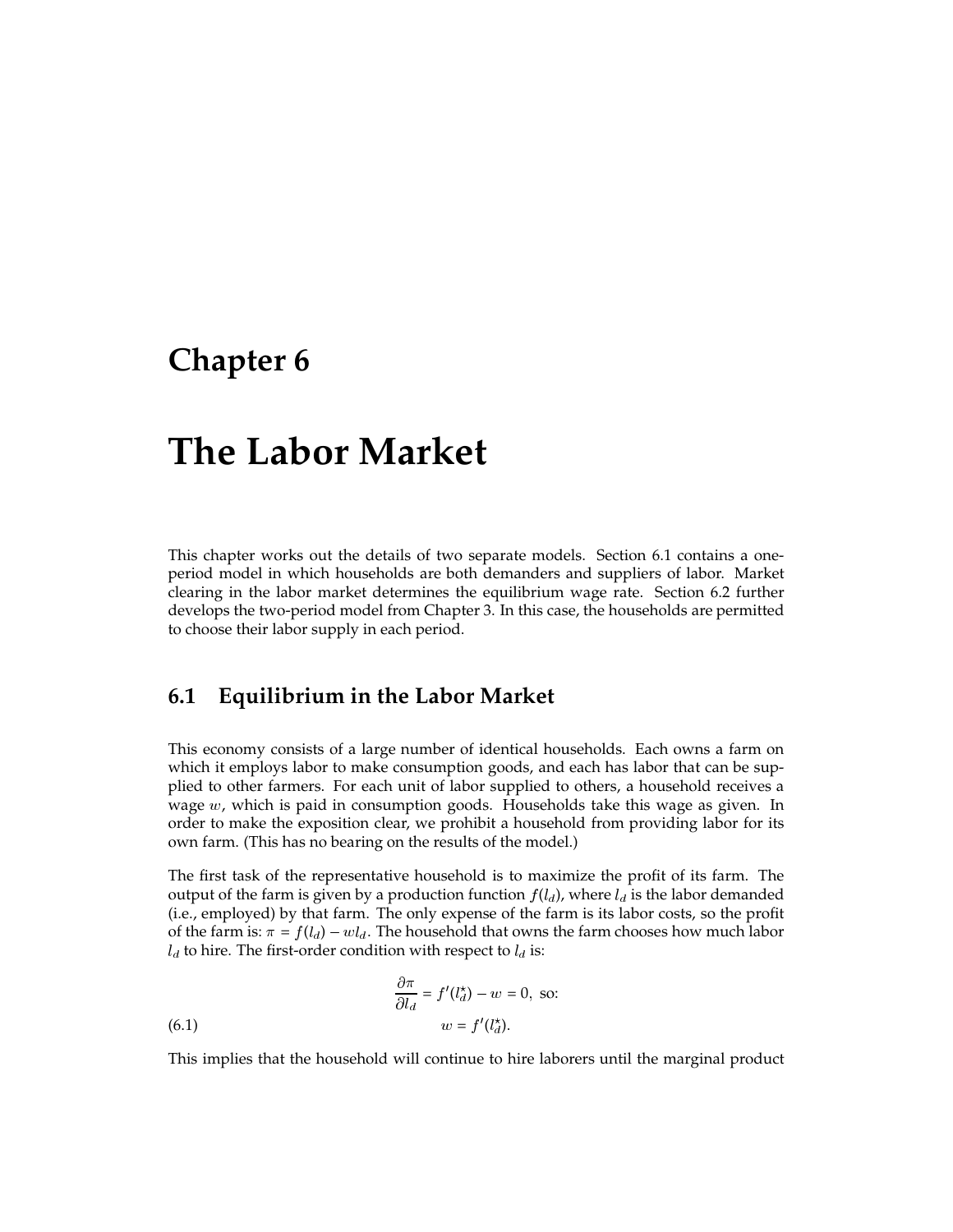# Chapter 6

# The Labor Market

This chapter works out the details of two separate models. Section 6.1 contains a one-period model in which households are both demanders and suppliers of labor. Market clearing in the labor market determines the equilibrium wage rate. Section 6.2 further develops the two-period model from Chapter 3. In this case, the households are permitted to choose their labor supply in each period.

## 6.1 Equilibrium in the Labor Market

This economy consists of a large number of identical households. Each owns a farm on which it employs labor to make consumption goods, and each has labor that can be supplied to other farmers. For each unit of labor supplied to others, a household receives a wage $w$, which is paid in consumption goods. Households take this wage as given. In order to make the exposition clear, we prohibit a household from providing labor for its own farm. (This has no bearing on the results of the model.)

The first task of the representative household is to maximize the profit of its farm. The output of the farm is given by a production function $f(l_d)$, where $l_d$ is the labor demanded (i.e., employed) by that farm. The only expense of the farm is its labor costs, so the profit of the farm is: $\pi = f(l_d) - wl_d$. The household that owns the farm chooses how much labor $l_d$ to hire. The first-order condition with respect to $l_d$ is:

$$\frac{\partial \pi}{\partial l_d} = f'(l_d^\star) - w = 0, \text{ so:}$$

$$w = f'(l_d^\star). \tag{6.1}$$

This implies that the household will continue to hire laborers until the marginal product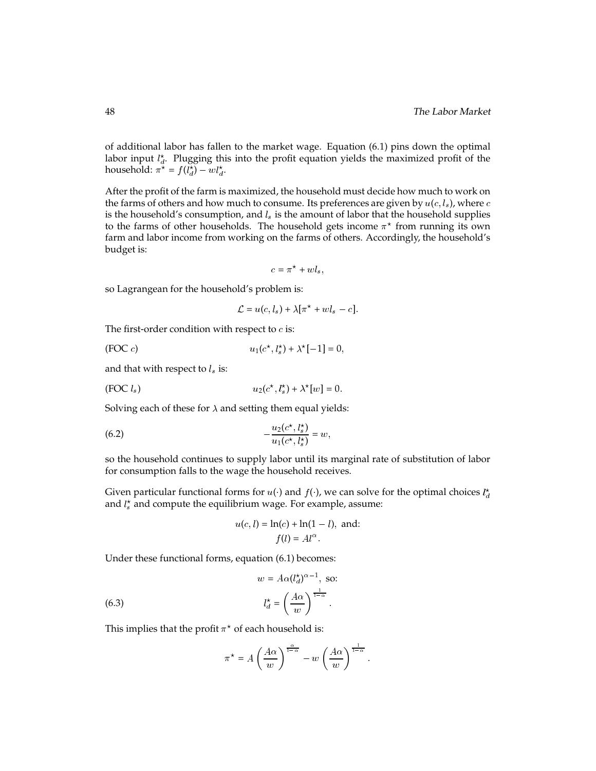of additional labor has fallen to the market wage. Equation (6.1) pins down the optimal labor input $l_d^\star$. Plugging this into the profit equation yields the maximized profit of the household: $\pi^\star = f(l_d^\star) - wl_d^\star$.

After the profit of the farm is maximized, the household must decide how much to work on the farms of others and how much to consume. Its preferences are given by $u(c, l_s)$, where $c$ is the household's consumption, and $l_s$ is the amount of labor that the household supplies to the farms of other households. The household gets income $\pi^\star$ from running its own farm and labor income from working on the farms of others. Accordingly, the household's budget is:

$$c = \pi^\star + wl_s,$$

so Lagrangean for the household's problem is:

$$\mathcal{L} = u(c, l_s) + \lambda[\pi^\star + wl_s - c].$$

The first-order condition with respect to $c$ is:

$$\text{(FOC } c\text{)} \qquad u_1(c^\star, l_s^\star) + \lambda^\star[-1] = 0,$$

and that with respect to $l_s$ is:

$$\text{(FOC } l_s\text{)} \qquad u_2(c^\star, l_s^\star) + \lambda^\star[w] = 0.$$

Solving each of these for $\lambda$ and setting them equal yields:

$$-\frac{u_2(c^\star, l_s^\star)}{u_1(c^\star, l_s^\star)} = w, \tag{6.2}$$

so the household continues to supply labor until its marginal rate of substitution of labor for consumption falls to the wage the household receives.

Given particular functional forms for $u(\cdot)$ and $f(\cdot)$, we can solve for the optimal choices $l_d^\star$ and $l_s^\star$ and compute the equilibrium wage. For example, assume:

$$u(c, l) = \ln(c) + \ln(1 - l), \text{ and:}$$
$$f(l) = Al^\alpha.$$

Under these functional forms, equation (6.1) becomes:

$$w = A\alpha(l_d^\star)^{\alpha-1}, \text{ so:}$$

$$l_d^\star = \left(\frac{A\alpha}{w}\right)^{\frac{1}{1-\alpha}}. \tag{6.3}$$

This implies that the profit $\pi^\star$ of each household is:

$$\pi^\star = A\left(\frac{A\alpha}{w}\right)^{\frac{\alpha}{1-\alpha}} - w\left(\frac{A\alpha}{w}\right)^{\frac{1}{1-\alpha}}.$$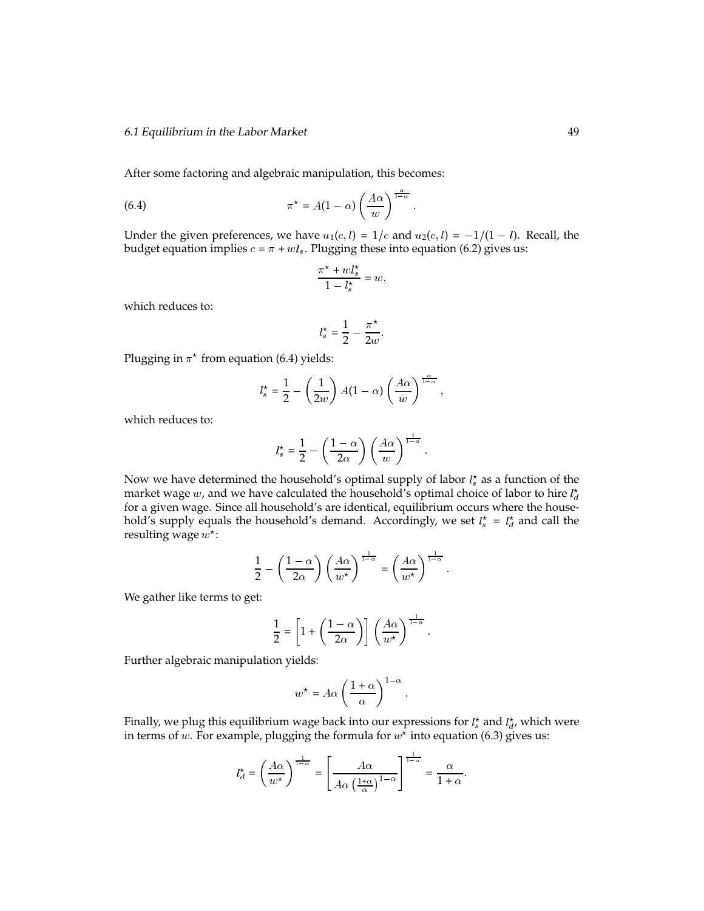After some factoring and algebraic manipulation, this becomes:

$$\pi^\star = A(1-\alpha)\left(\frac{A\alpha}{w}\right)^{\frac{\alpha}{1-\alpha}}. \tag{6.4}$$

Under the given preferences, we have $u_1(c,l) = 1/c$ and $u_2(c,l) = -1/(1-l)$. Recall, the budget equation implies $c = \pi + wl_s$. Plugging these into equation (6.2) gives us:

$$\frac{\pi^\star + wl_s^\star}{1 - l_s^\star} = w,$$

which reduces to:

$$l_s^\star = \frac{1}{2} - \frac{\pi^\star}{2w}.$$

Plugging in $\pi^\star$ from equation (6.4) yields:

$$l_s^\star = \frac{1}{2} - \left(\frac{1}{2w}\right) A(1-\alpha)\left(\frac{A\alpha}{w}\right)^{\frac{\alpha}{1-\alpha}},$$

which reduces to:

$$l_s^\star = \frac{1}{2} - \left(\frac{1-\alpha}{2\alpha}\right)\left(\frac{A\alpha}{w}\right)^{\frac{1}{1-\alpha}}.$$

Now we have determined the household's optimal supply of labor $l_s^\star$ as a function of the market wage $w$, and we have calculated the household's optimal choice of labor to hire $l_d^\star$ for a given wage. Since all household's are identical, equilibrium occurs where the household's supply equals the household's demand. Accordingly, we set $l_s^\star = l_d^\star$ and call the resulting wage $w^\star$:

$$\frac{1}{2} - \left(\frac{1-\alpha}{2\alpha}\right)\left(\frac{A\alpha}{w^\star}\right)^{\frac{1}{1-\alpha}} = \left(\frac{A\alpha}{w^\star}\right)^{\frac{1}{1-\alpha}}.$$

We gather like terms to get:

$$\frac{1}{2} = \left[1 + \left(\frac{1-\alpha}{2\alpha}\right)\right]\left(\frac{A\alpha}{w^\star}\right)^{\frac{1}{1-\alpha}}.$$

Further algebraic manipulation yields:

$$w^\star = A\alpha\left(\frac{1+\alpha}{\alpha}\right)^{1-\alpha}.$$

Finally, we plug this equilibrium wage back into our expressions for $l_s^\star$ and $l_d^\star$, which were in terms of $w$. For example, plugging the formula for $w^\star$ into equation (6.3) gives us:

$$l_d^\star = \left(\frac{A\alpha}{w^\star}\right)^{\frac{1}{1-\alpha}} = \left[\frac{A\alpha}{A\alpha\left(\frac{1+\alpha}{\alpha}\right)^{1-\alpha}}\right]^{\frac{1}{1-\alpha}} = \frac{\alpha}{1+\alpha}.$$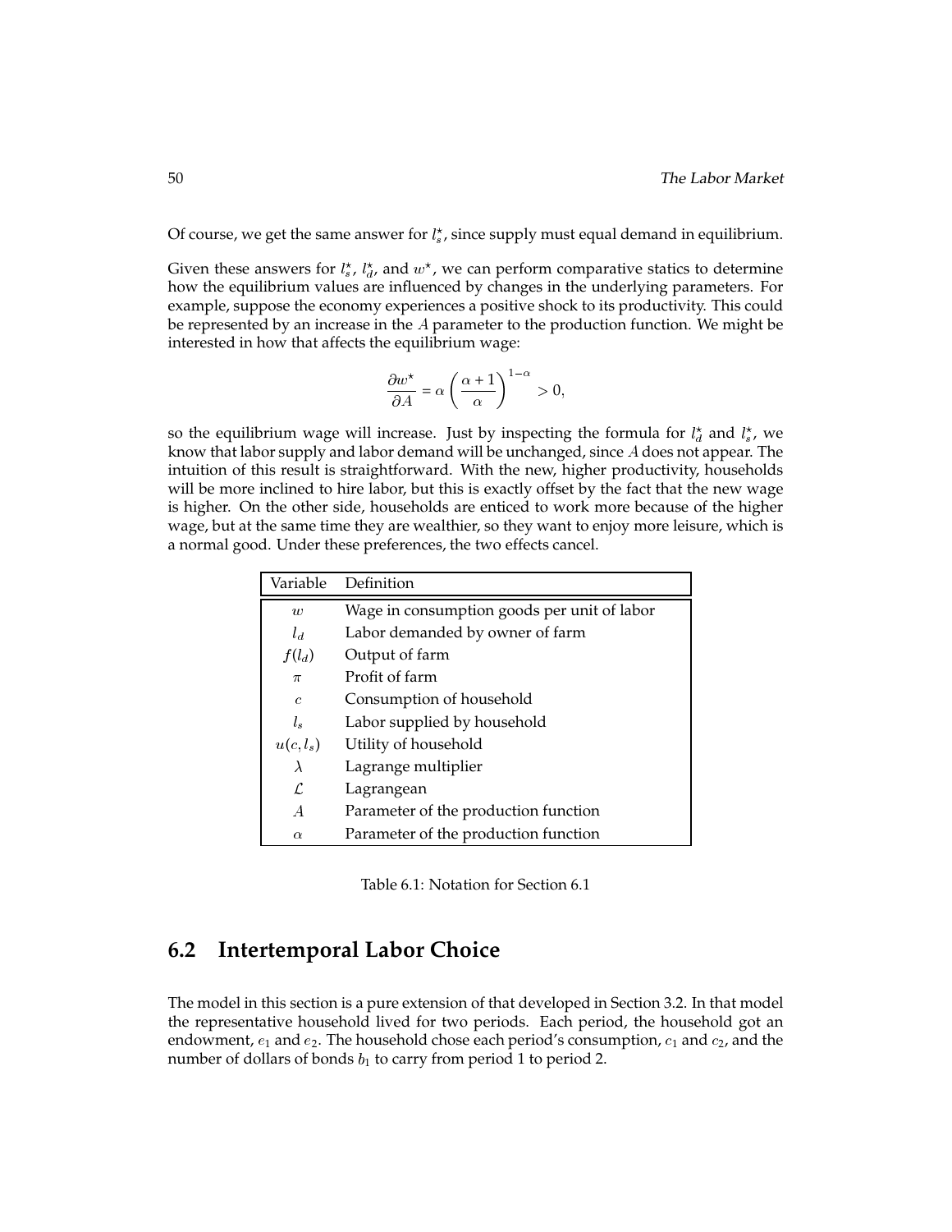Of course, we get the same answer for $l_s^\star$, since supply must equal demand in equilibrium.

Given these answers for $l_s^\star$, $l_d^\star$, and $w^\star$, we can perform comparative statics to determine how the equilibrium values are influenced by changes in the underlying parameters. For example, suppose the economy experiences a positive shock to its productivity. This could be represented by an increase in the $A$ parameter to the production function. We might be interested in how that affects the equilibrium wage:

$$\frac{\partial w^\star}{\partial A} = \alpha \left( \frac{\alpha + 1}{\alpha} \right)^{1-\alpha} > 0,$$

so the equilibrium wage will increase. Just by inspecting the formula for $l_d^\star$ and $l_s^\star$, we know that labor supply and labor demand will be unchanged, since $A$ does not appear. The intuition of this result is straightforward. With the new, higher productivity, households will be more inclined to hire labor, but this is exactly offset by the fact that the new wage is higher. On the other side, households are enticed to work more because of the higher wage, but at the same time they are wealthier, so they want to enjoy more leisure, which is a normal good. Under these preferences, the two effects cancel.

| Variable | Definition |
|---|---|
| $w$ | Wage in consumption goods per unit of labor |
| $l_d$ | Labor demanded by owner of farm |
| $f(l_d)$ | Output of farm |
| $\pi$ | Profit of farm |
| $c$ | Consumption of household |
| $l_s$ | Labor supplied by household |
| $u(c, l_s)$ | Utility of household |
| $\lambda$ | Lagrange multiplier |
| $\mathcal{L}$ | Lagrangean |
| $A$ | Parameter of the production function |
| $\alpha$ | Parameter of the production function |

Table 6.1: Notation for Section 6.1

## 6.2 Intertemporal Labor Choice

The model in this section is a pure extension of that developed in Section 3.2. In that model the representative household lived for two periods. Each period, the household got an endowment, $e_1$ and $e_2$. The household chose each period's consumption, $c_1$ and $c_2$, and the number of dollars of bonds $b_1$ to carry from period 1 to period 2.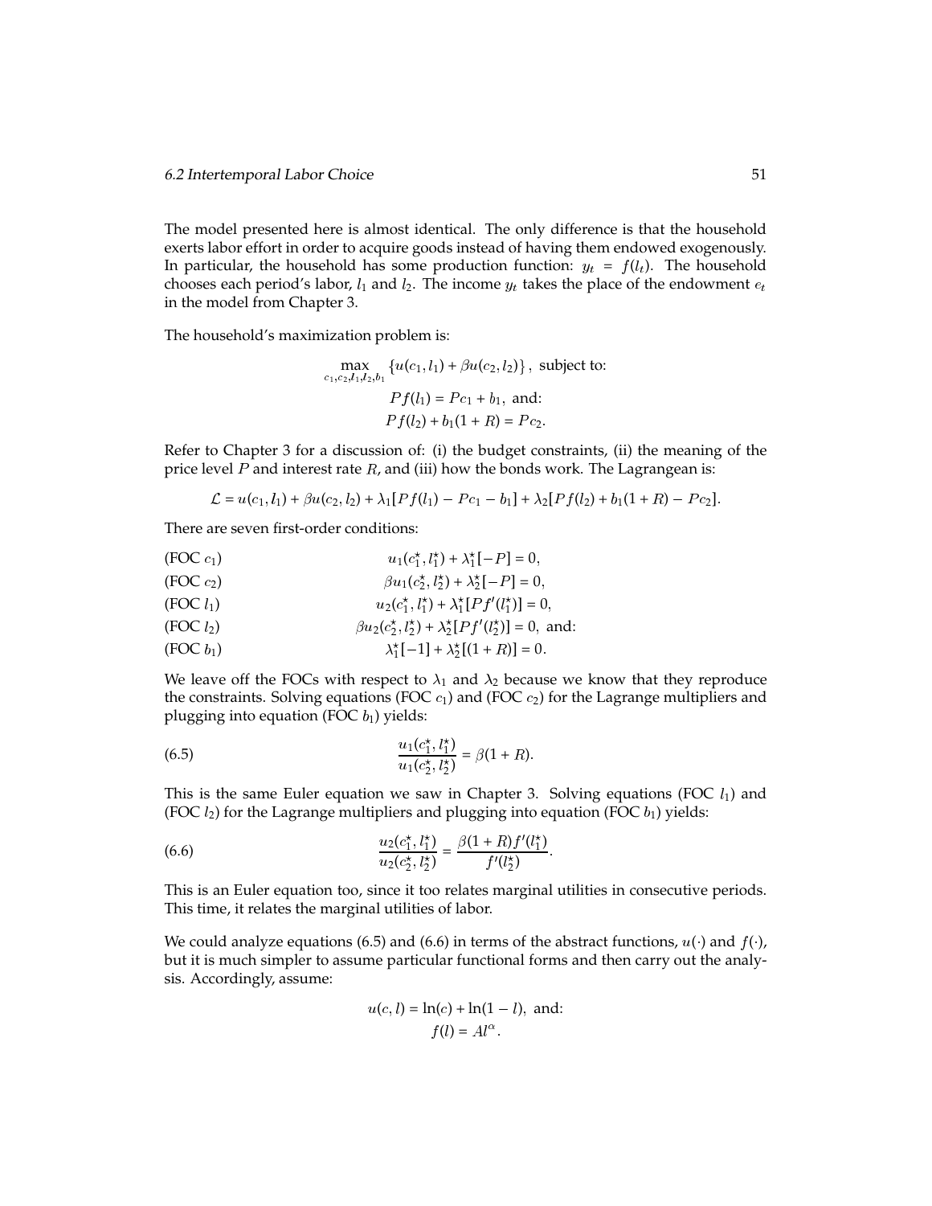The model presented here is almost identical. The only difference is that the household exerts labor effort in order to acquire goods instead of having them endowed exogenously. In particular, the household has some production function: $y_t = f(l_t)$. The household chooses each period's labor, $l_1$ and $l_2$. The income $y_t$ takes the place of the endowment $e_t$ in the model from Chapter 3.

The household's maximization problem is:

$$\max_{c_1, c_2, l_1, l_2, b_1} \{u(c_1, l_1) + \beta u(c_2, l_2)\}, \text{ subject to:}$$
$$Pf(l_1) = Pc_1 + b_1, \text{ and:}$$
$$Pf(l_2) + b_1(1 + R) = Pc_2.$$

Refer to Chapter 3 for a discussion of: (i) the budget constraints, (ii) the meaning of the price level $P$ and interest rate $R$, and (iii) how the bonds work. The Lagrangean is:

$$\mathcal{L} = u(c_1, l_1) + \beta u(c_2, l_2) + \lambda_1[Pf(l_1) - Pc_1 - b_1] + \lambda_2[Pf(l_2) + b_1(1 + R) - Pc_2].$$

There are seven first-order conditions:

$$\text{(FOC } c_1\text{)} \qquad u_1(c_1^\star, l_1^\star) + \lambda_1^\star[-P] = 0,$$
$$\text{(FOC } c_2\text{)} \qquad \beta u_1(c_2^\star, l_2^\star) + \lambda_2^\star[-P] = 0,$$
$$\text{(FOC } l_1\text{)} \qquad u_2(c_1^\star, l_1^\star) + \lambda_1^\star[Pf'(l_1^\star)] = 0,$$
$$\text{(FOC } l_2\text{)} \qquad \beta u_2(c_2^\star, l_2^\star) + \lambda_2^\star[Pf'(l_2^\star)] = 0, \text{ and:}$$
$$\text{(FOC } b_1\text{)} \qquad \lambda_1^\star[-1] + \lambda_2^\star[(1 + R)] = 0.$$

We leave off the FOCs with respect to $\lambda_1$ and $\lambda_2$ because we know that they reproduce the constraints. Solving equations (FOC $c_1$) and (FOC $c_2$) for the Lagrange multipliers and plugging into equation (FOC $b_1$) yields:

$$\frac{u_1(c_1^\star, l_1^\star)}{u_1(c_2^\star, l_2^\star)} = \beta(1 + R). \tag{6.5}$$

This is the same Euler equation we saw in Chapter 3. Solving equations (FOC $l_1$) and (FOC $l_2$) for the Lagrange multipliers and plugging into equation (FOC $b_1$) yields:

$$\frac{u_2(c_1^\star, l_1^\star)}{u_2(c_2^\star, l_2^\star)} = \frac{\beta(1 + R)f'(l_1^\star)}{f'(l_2^\star)}. \tag{6.6}$$

This is an Euler equation too, since it too relates marginal utilities in consecutive periods. This time, it relates the marginal utilities of labor.

We could analyze equations (6.5) and (6.6) in terms of the abstract functions, $u(\cdot)$ and $f(\cdot)$, but it is much simpler to assume particular functional forms and then carry out the analysis. Accordingly, assume:

$$u(c, l) = \ln(c) + \ln(1 - l), \text{ and:}$$
$$f(l) = Al^\alpha.$$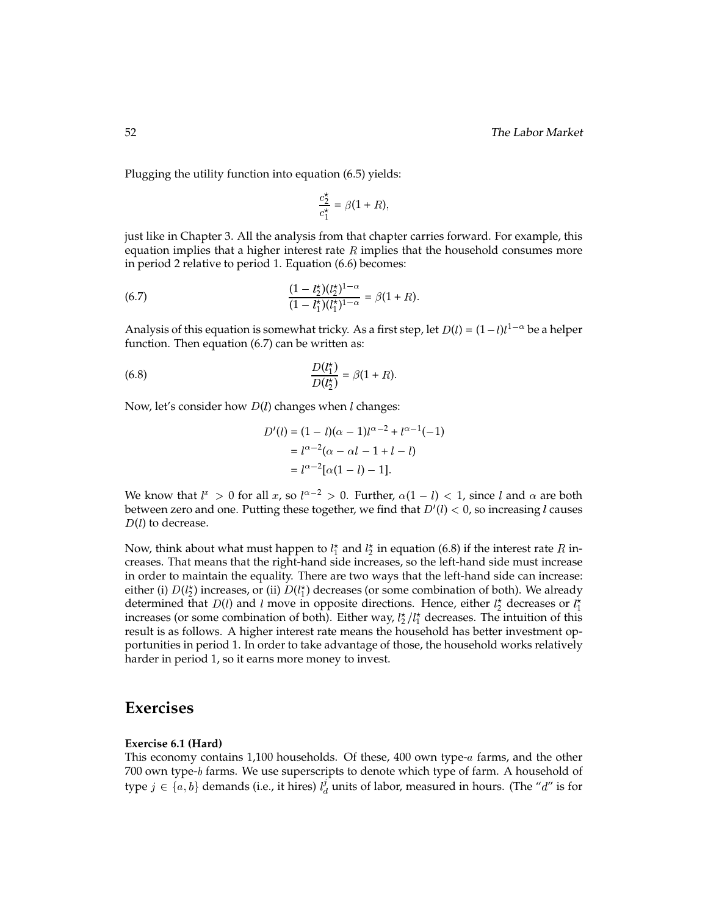Plugging the utility function into equation (6.5) yields:

$$\frac{c_2^\star}{c_1^\star} = \beta(1+R),$$

just like in Chapter 3. All the analysis from that chapter carries forward. For example, this equation implies that a higher interest rate $R$ implies that the household consumes more in period 2 relative to period 1. Equation (6.6) becomes:

$$\frac{(1-l_2^\star)(l_2^\star)^{1-\alpha}}{(1-l_1^\star)(l_1^\star)^{1-\alpha}} = \beta(1+R). \tag{6.7}$$

Analysis of this equation is somewhat tricky. As a first step, let $D(l) = (1-l)l^{1-\alpha}$ be a helper function. Then equation (6.7) can be written as:

$$\frac{D(l_1^\star)}{D(l_2^\star)} = \beta(1+R). \tag{6.8}$$

Now, let's consider how $D(l)$ changes when $l$ changes:

$$\begin{aligned} D'(l) &= (1-l)(\alpha-1)l^{\alpha-2} + l^{\alpha-1}(-1) \\ &= l^{\alpha-2}(\alpha - \alpha l - 1 + l - l) \\ &= l^{\alpha-2}[\alpha(1-l) - 1]. \end{aligned}$$

We know that $l^x > 0$ for all $x$, so $l^{\alpha-2} > 0$. Further, $\alpha(1-l) < 1$, since $l$ and $\alpha$ are both between zero and one. Putting these together, we find that $D'(l) < 0$, so increasing $l$ causes $D(l)$ to decrease.

Now, think about what must happen to $l_1^\star$ and $l_2^\star$ in equation (6.8) if the interest rate $R$ increases. That means that the right-hand side increases, so the left-hand side must increase in order to maintain the equality. There are two ways that the left-hand side can increase: either (i) $D(l_2^\star)$ increases, or (ii) $D(l_1^\star)$ decreases (or some combination of both). We already determined that $D(l)$ and $l$ move in opposite directions. Hence, either $l_2^\star$ decreases or $l_1^\star$ increases (or some combination of both). Either way, $l_2^\star/l_1^\star$ decreases. The intuition of this result is as follows. A higher interest rate means the household has better investment opportunities in period 1. In order to take advantage of those, the household works relatively harder in period 1, so it earns more money to invest.

## Exercises

**Exercise 6.1 (Hard)**

This economy contains 1,100 households. Of these, 400 own type-$a$ farms, and the other 700 own type-$b$ farms. We use superscripts to denote which type of farm. A household of type $j \in \{a, b\}$ demands (i.e., it hires) $l_d^j$ units of labor, measured in hours. (The "$d$" is for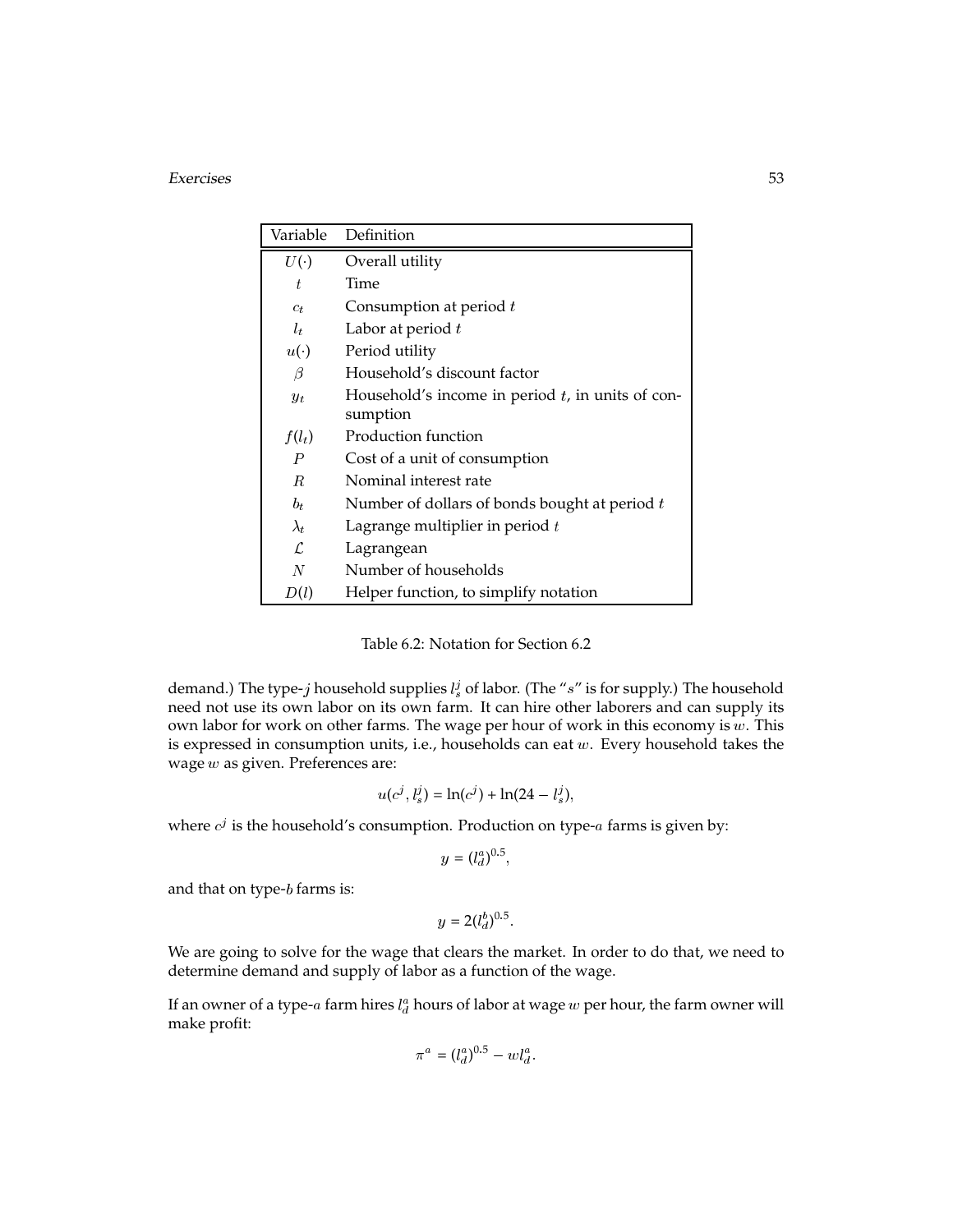| Variable | Definition |
|---|---|
| $U(\cdot)$ | Overall utility |
| $t$ | Time |
| $c_t$ | Consumption at period $t$ |
| $l_t$ | Labor at period $t$ |
| $u(\cdot)$ | Period utility |
| $\beta$ | Household's discount factor |
| $y_t$ | Household's income in period $t$, in units of consumption |
| $f(l_t)$ | Production function |
| $P$ | Cost of a unit of consumption |
| $R$ | Nominal interest rate |
| $b_t$ | Number of dollars of bonds bought at period $t$ |
| $\lambda_t$ | Lagrange multiplier in period $t$ |
| $\mathcal{L}$ | Lagrangean |
| $N$ | Number of households |
| $D(l)$ | Helper function, to simplify notation |

Table 6.2: Notation for Section 6.2

demand.) The type-$j$ household supplies $l_s^j$ of labor. (The "$s$" is for supply.) The household need not use its own labor on its own farm. It can hire other laborers and can supply its own labor for work on other farms. The wage per hour of work in this economy is $w$. This is expressed in consumption units, i.e., households can eat $w$. Every household takes the wage $w$ as given. Preferences are:

$$u(c^j, l_s^j) = \ln(c^j) + \ln(24 - l_s^j),$$

where $c^j$ is the household's consumption. Production on type-$a$ farms is given by:

$$y = (l_d^a)^{0.5},$$

and that on type-$b$ farms is:

$$y = 2(l_d^b)^{0.5}.$$

We are going to solve for the wage that clears the market. In order to do that, we need to determine demand and supply of labor as a function of the wage.

If an owner of a type-$a$ farm hires $l_d^a$ hours of labor at wage $w$ per hour, the farm owner will make profit:

$$\pi^a = (l_d^a)^{0.5} - wl_d^a.$$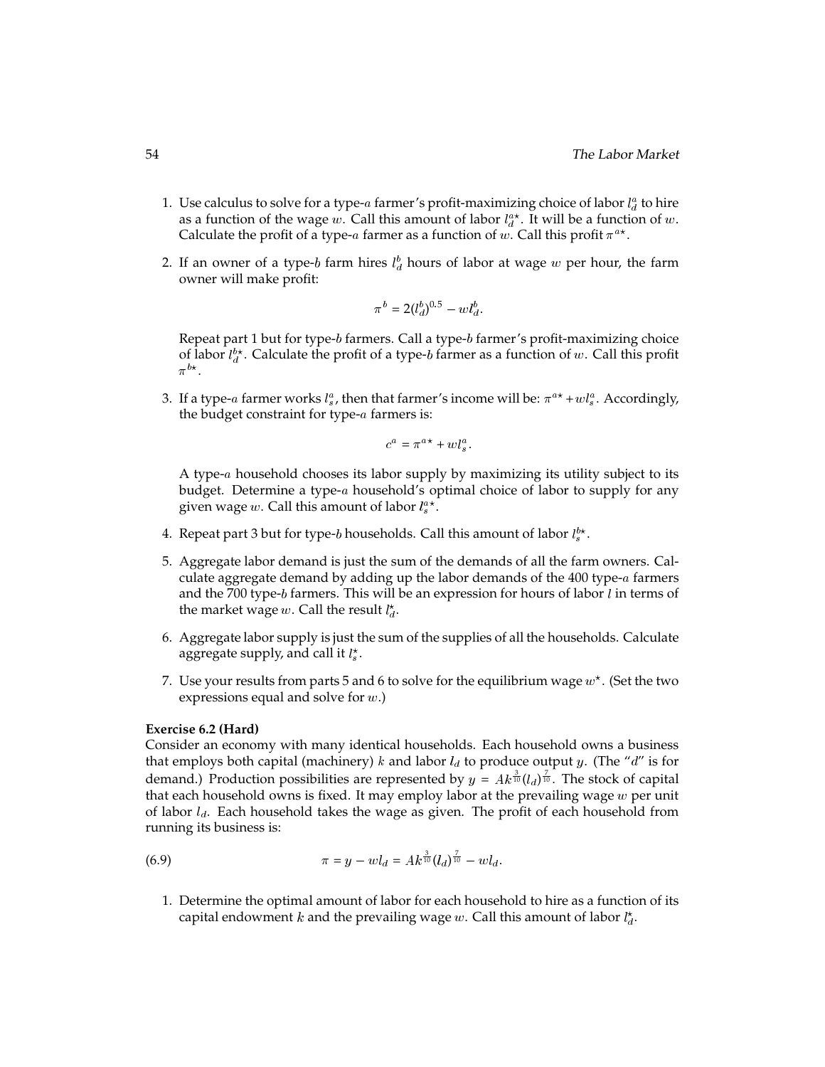1. Use calculus to solve for a type-$a$ farmer's profit-maximizing choice of labor $l_d^a$ to hire as a function of the wage $w$. Call this amount of labor $l_d^{a\star}$. It will be a function of $w$. Calculate the profit of a type-$a$ farmer as a function of $w$. Call this profit $\pi^{a\star}$.

2. If an owner of a type-$b$ farm hires $l_d^b$ hours of labor at wage $w$ per hour, the farm owner will make profit:

$$\pi^b = 2(l_d^b)^{0.5} - wl_d^b.$$

   Repeat part 1 but for type-$b$ farmers. Call a type-$b$ farmer's profit-maximizing choice of labor $l_d^{b\star}$. Calculate the profit of a type-$b$ farmer as a function of $w$. Call this profit $\pi^{b\star}$.

3. If a type-$a$ farmer works $l_s^a$, then that farmer's income will be: $\pi^{a\star} + wl_s^a$. Accordingly, the budget constraint for type-$a$ farmers is:

$$c^a = \pi^{a\star} + wl_s^a.$$

   A type-$a$ household chooses its labor supply by maximizing its utility subject to its budget. Determine a type-$a$ household's optimal choice of labor to supply for any given wage $w$. Call this amount of labor $l_s^{a\star}$.

4. Repeat part 3 but for type-$b$ households. Call this amount of labor $l_s^{b\star}$.

5. Aggregate labor demand is just the sum of the demands of all the farm owners. Calculate aggregate demand by adding up the labor demands of the 400 type-$a$ farmers and the 700 type-$b$ farmers. This will be an expression for hours of labor $l$ in terms of the market wage $w$. Call the result $l_d^\star$.

6. Aggregate labor supply is just the sum of the supplies of all the households. Calculate aggregate supply, and call it $l_s^\star$.

7. Use your results from parts 5 and 6 to solve for the equilibrium wage $w^\star$. (Set the two expressions equal and solve for $w$.)

**Exercise 6.2 (Hard)**

Consider an economy with many identical households. Each household owns a business that employs both capital (machinery) $k$ and labor $l_d$ to produce output $y$. (The "$d$" is for demand.) Production possibilities are represented by $y = Ak^{\frac{3}{10}}(l_d)^{\frac{7}{10}}$. The stock of capital that each household owns is fixed. It may employ labor at the prevailing wage $w$ per unit of labor $l_d$. Each household takes the wage as given. The profit of each household from running its business is:

$$\pi = y - wl_d = Ak^{\frac{3}{10}}(l_d)^{\frac{7}{10}} - wl_d. \tag{6.9}$$

1. Determine the optimal amount of labor for each household to hire as a function of its capital endowment $k$ and the prevailing wage $w$. Call this amount of labor $l_d^\star$.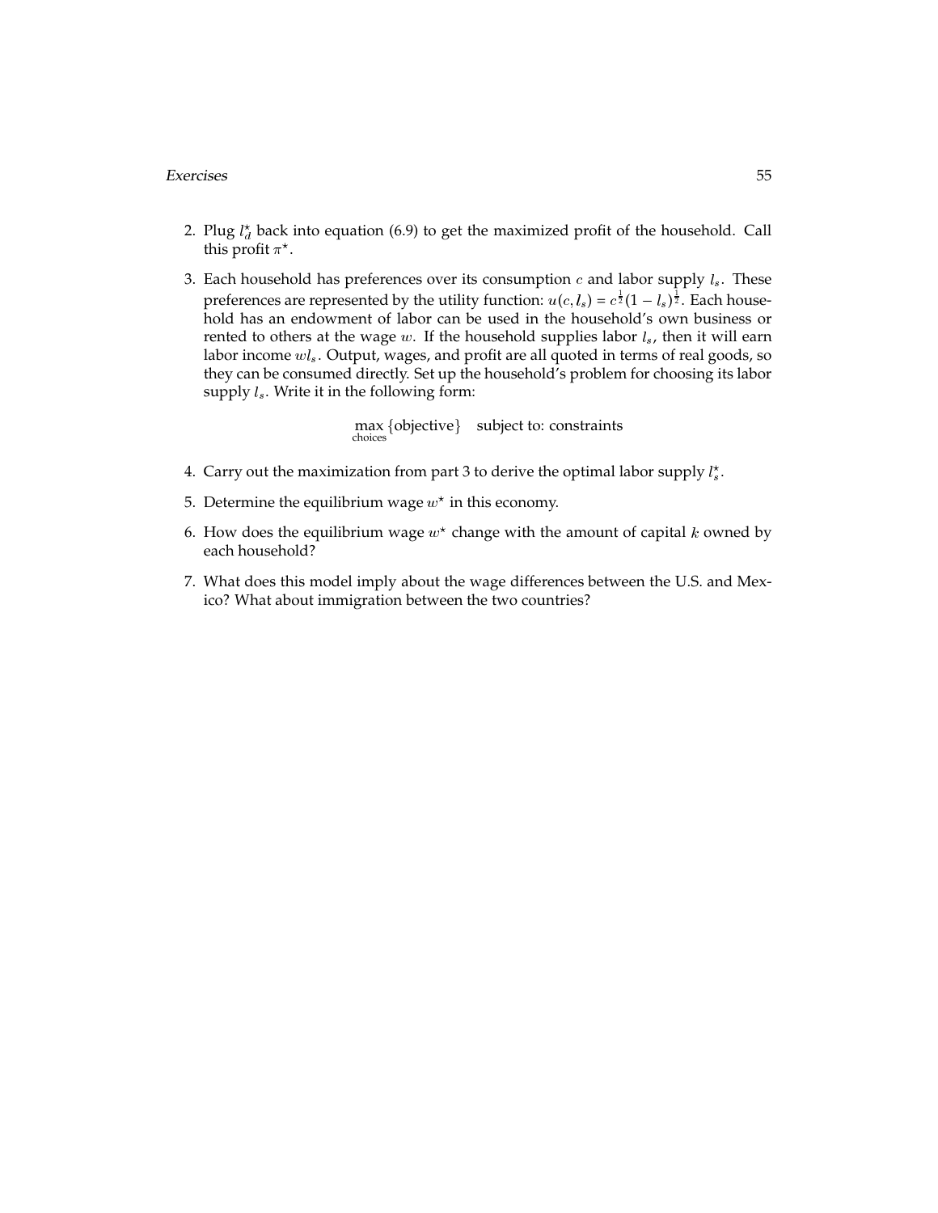2. Plug $l_d^\star$ back into equation (6.9) to get the maximized profit of the household. Call this profit $\pi^\star$.

3. Each household has preferences over its consumption $c$ and labor supply $l_s$. These preferences are represented by the utility function: $u(c, l_s) = c^{\frac{1}{2}}(1 - l_s)^{\frac{1}{2}}$. Each household has an endowment of labor can be used in the household's own business or rented to others at the wage $w$. If the household supplies labor $l_s$, then it will earn labor income $wl_s$. Output, wages, and profit are all quoted in terms of real goods, so they can be consumed directly. Set up the household's problem for choosing its labor supply $l_s$. Write it in the following form:

$$\max_{\text{choices}} \{\text{objective}\} \quad \text{subject to: constraints}$$

4. Carry out the maximization from part 3 to derive the optimal labor supply $l_s^\star$.

5. Determine the equilibrium wage $w^\star$ in this economy.

6. How does the equilibrium wage $w^\star$ change with the amount of capital $k$ owned by each household?

7. What does this model imply about the wage differences between the U.S. and Mexico? What about immigration between the two countries?